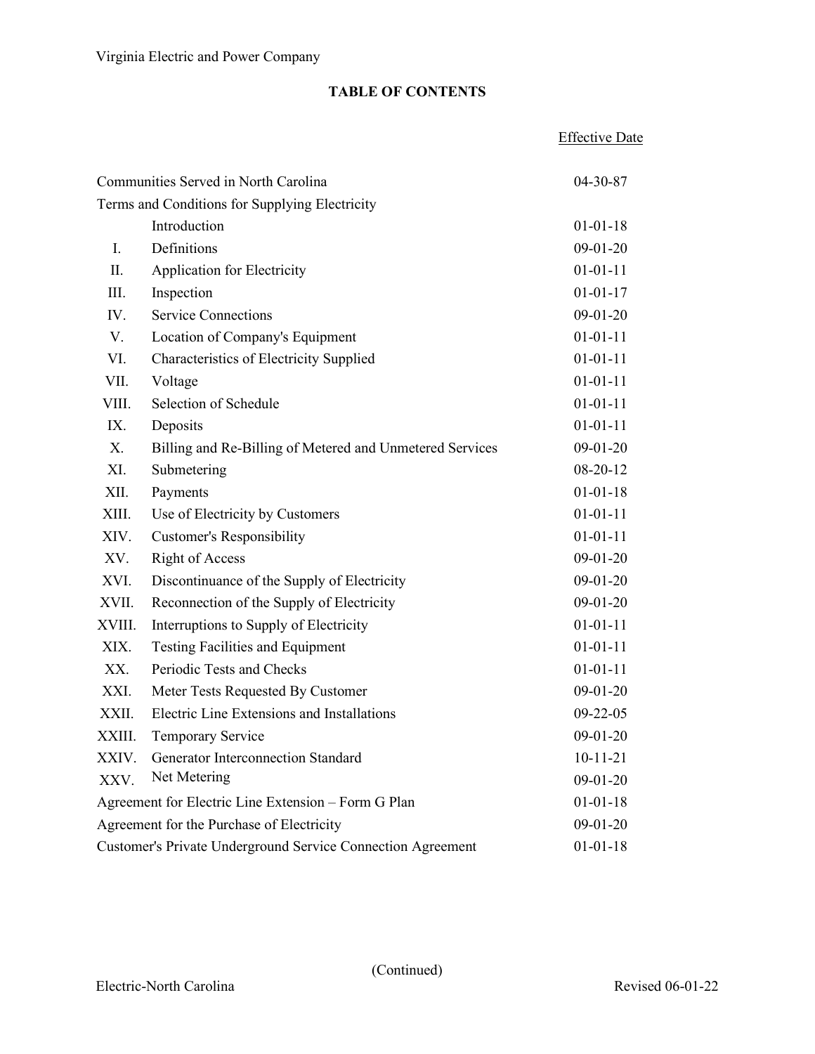Virginia Electric and Power Company

# TABLE OF CONTENTS

| | | Effective Date |
|---|---|---|
| Communities Served in North Carolina | | 04-30-87 |
| Terms and Conditions for Supplying Electricity | | |
| | Introduction | 01-01-18 |
| I. | Definitions | 09-01-20 |
| II. | Application for Electricity | 01-01-11 |
| III. | Inspection | 01-01-17 |
| IV. | Service Connections | 09-01-20 |
| V. | Location of Company's Equipment | 01-01-11 |
| VI. | Characteristics of Electricity Supplied | 01-01-11 |
| VII. | Voltage | 01-01-11 |
| VIII. | Selection of Schedule | 01-01-11 |
| IX. | Deposits | 01-01-11 |
| X. | Billing and Re-Billing of Metered and Unmetered Services | 09-01-20 |
| XI. | Submetering | 08-20-12 |
| XII. | Payments | 01-01-18 |
| XIII. | Use of Electricity by Customers | 01-01-11 |
| XIV. | Customer's Responsibility | 01-01-11 |
| XV. | Right of Access | 09-01-20 |
| XVI. | Discontinuance of the Supply of Electricity | 09-01-20 |
| XVII. | Reconnection of the Supply of Electricity | 09-01-20 |
| XVIII. | Interruptions to Supply of Electricity | 01-01-11 |
| XIX. | Testing Facilities and Equipment | 01-01-11 |
| XX. | Periodic Tests and Checks | 01-01-11 |
| XXI. | Meter Tests Requested By Customer | 09-01-20 |
| XXII. | Electric Line Extensions and Installations | 09-22-05 |
| XXIII. | Temporary Service | 09-01-20 |
| XXIV. | Generator Interconnection Standard | 10-11-21 |
| XXV. | Net Metering | 09-01-20 |
| Agreement for Electric Line Extension – Form G Plan | | 01-01-18 |
| Agreement for the Purchase of Electricity | | 09-01-20 |
| Customer's Private Underground Service Connection Agreement | | 01-01-18 |

(Continued)

Electric-North Carolina

Revised 06-01-22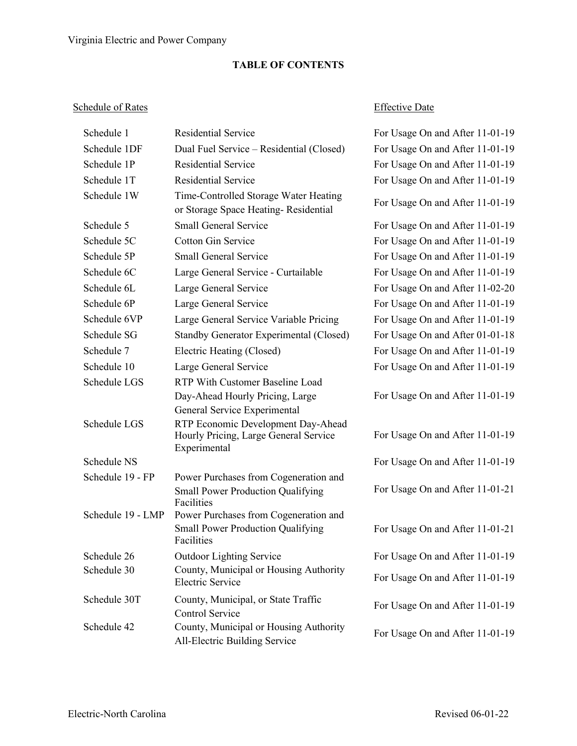Virginia Electric and Power Company

## TABLE OF CONTENTS

| Schedule of Rates | | Effective Date |
|---|---|---|
| Schedule 1 | Residential Service | For Usage On and After 11-01-19 |
| Schedule 1DF | Dual Fuel Service – Residential (Closed) | For Usage On and After 11-01-19 |
| Schedule 1P | Residential Service | For Usage On and After 11-01-19 |
| Schedule 1T | Residential Service | For Usage On and After 11-01-19 |
| Schedule 1W | Time-Controlled Storage Water Heating or Storage Space Heating- Residential | For Usage On and After 11-01-19 |
| Schedule 5 | Small General Service | For Usage On and After 11-01-19 |
| Schedule 5C | Cotton Gin Service | For Usage On and After 11-01-19 |
| Schedule 5P | Small General Service | For Usage On and After 11-01-19 |
| Schedule 6C | Large General Service - Curtailable | For Usage On and After 11-01-19 |
| Schedule 6L | Large General Service | For Usage On and After 11-02-20 |
| Schedule 6P | Large General Service | For Usage On and After 11-01-19 |
| Schedule 6VP | Large General Service Variable Pricing | For Usage On and After 11-01-19 |
| Schedule SG | Standby Generator Experimental (Closed) | For Usage On and After 01-01-18 |
| Schedule 7 | Electric Heating (Closed) | For Usage On and After 11-01-19 |
| Schedule 10 | Large General Service | For Usage On and After 11-01-19 |
| Schedule LGS | RTP With Customer Baseline Load Day-Ahead Hourly Pricing, Large General Service Experimental | For Usage On and After 11-01-19 |
| Schedule LGS | RTP Economic Development Day-Ahead Hourly Pricing, Large General Service Experimental | For Usage On and After 11-01-19 |
| Schedule NS | | For Usage On and After 11-01-19 |
| Schedule 19 - FP | Power Purchases from Cogeneration and Small Power Production Qualifying Facilities | For Usage On and After 11-01-21 |
| Schedule 19 - LMP | Power Purchases from Cogeneration and Small Power Production Qualifying Facilities | For Usage On and After 11-01-21 |
| Schedule 26 | Outdoor Lighting Service | For Usage On and After 11-01-19 |
| Schedule 30 | County, Municipal or Housing Authority Electric Service | For Usage On and After 11-01-19 |
| Schedule 30T | County, Municipal, or State Traffic Control Service | For Usage On and After 11-01-19 |
| Schedule 42 | County, Municipal or Housing Authority All-Electric Building Service | For Usage On and After 11-01-19 |

Electric-North Carolina Revised 06-01-22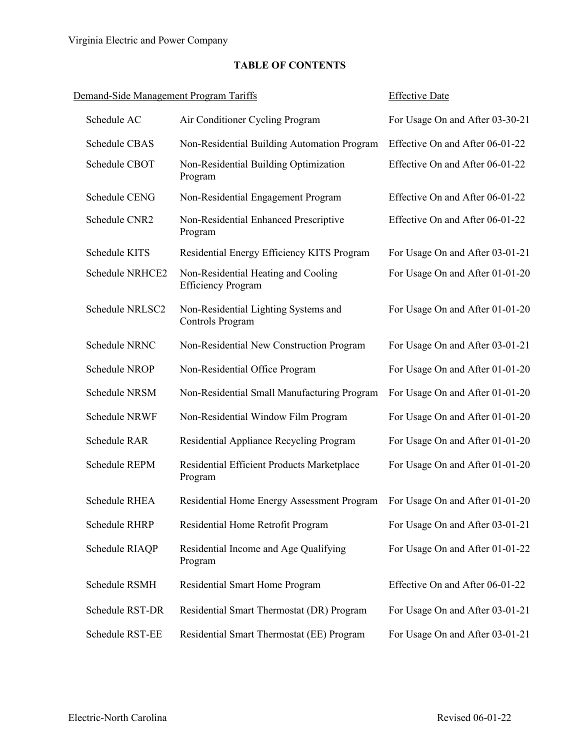Virginia Electric and Power Company

## TABLE OF CONTENTS

| Demand-Side Management Program Tariffs | | Effective Date |
|---|---|---|
| Schedule AC | Air Conditioner Cycling Program | For Usage On and After 03-30-21 |
| Schedule CBAS | Non-Residential Building Automation Program | Effective On and After 06-01-22 |
| Schedule CBOT | Non-Residential Building Optimization Program | Effective On and After 06-01-22 |
| Schedule CENG | Non-Residential Engagement Program | Effective On and After 06-01-22 |
| Schedule CNR2 | Non-Residential Enhanced Prescriptive Program | Effective On and After 06-01-22 |
| Schedule KITS | Residential Energy Efficiency KITS Program | For Usage On and After 03-01-21 |
| Schedule NRHCE2 | Non-Residential Heating and Cooling Efficiency Program | For Usage On and After 01-01-20 |
| Schedule NRLSC2 | Non-Residential Lighting Systems and Controls Program | For Usage On and After 01-01-20 |
| Schedule NRNC | Non-Residential New Construction Program | For Usage On and After 03-01-21 |
| Schedule NROP | Non-Residential Office Program | For Usage On and After 01-01-20 |
| Schedule NRSM | Non-Residential Small Manufacturing Program | For Usage On and After 01-01-20 |
| Schedule NRWF | Non-Residential Window Film Program | For Usage On and After 01-01-20 |
| Schedule RAR | Residential Appliance Recycling Program | For Usage On and After 01-01-20 |
| Schedule REPM | Residential Efficient Products Marketplace Program | For Usage On and After 01-01-20 |
| Schedule RHEA | Residential Home Energy Assessment Program | For Usage On and After 01-01-20 |
| Schedule RHRP | Residential Home Retrofit Program | For Usage On and After 03-01-21 |
| Schedule RIAQP | Residential Income and Age Qualifying Program | For Usage On and After 01-01-22 |
| Schedule RSMH | Residential Smart Home Program | Effective On and After 06-01-22 |
| Schedule RST-DR | Residential Smart Thermostat (DR) Program | For Usage On and After 03-01-21 |
| Schedule RST-EE | Residential Smart Thermostat (EE) Program | For Usage On and After 03-01-21 |

Electric-North Carolina Revised 06-01-22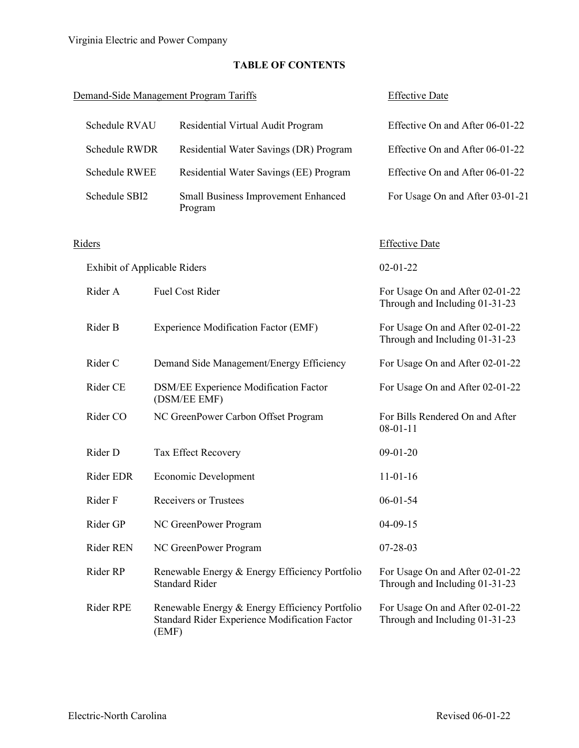Virginia Electric and Power Company

## TABLE OF CONTENTS

| Demand-Side Management Program Tariffs | | Effective Date |
|---|---|---|
| Schedule RVAU | Residential Virtual Audit Program | Effective On and After 06-01-22 |
| Schedule RWDR | Residential Water Savings (DR) Program | Effective On and After 06-01-22 |
| Schedule RWEE | Residential Water Savings (EE) Program | Effective On and After 06-01-22 |
| Schedule SBI2 | Small Business Improvement Enhanced Program | For Usage On and After 03-01-21 |

| Riders | | Effective Date |
|---|---|---|
| Exhibit of Applicable Riders | | 02-01-22 |
| Rider A | Fuel Cost Rider | For Usage On and After 02-01-22 Through and Including 01-31-23 |
| Rider B | Experience Modification Factor (EMF) | For Usage On and After 02-01-22 Through and Including 01-31-23 |
| Rider C | Demand Side Management/Energy Efficiency | For Usage On and After 02-01-22 |
| Rider CE | DSM/EE Experience Modification Factor (DSM/EE EMF) | For Usage On and After 02-01-22 |
| Rider CO | NC GreenPower Carbon Offset Program | For Bills Rendered On and After 08-01-11 |
| Rider D | Tax Effect Recovery | 09-01-20 |
| Rider EDR | Economic Development | 11-01-16 |
| Rider F | Receivers or Trustees | 06-01-54 |
| Rider GP | NC GreenPower Program | 04-09-15 |
| Rider REN | NC GreenPower Program | 07-28-03 |
| Rider RP | Renewable Energy & Energy Efficiency Portfolio Standard Rider | For Usage On and After 02-01-22 Through and Including 01-31-23 |
| Rider RPE | Renewable Energy & Energy Efficiency Portfolio Standard Rider Experience Modification Factor (EMF) | For Usage On and After 02-01-22 Through and Including 01-31-23 |

Electric-North Carolina

Revised 06-01-22